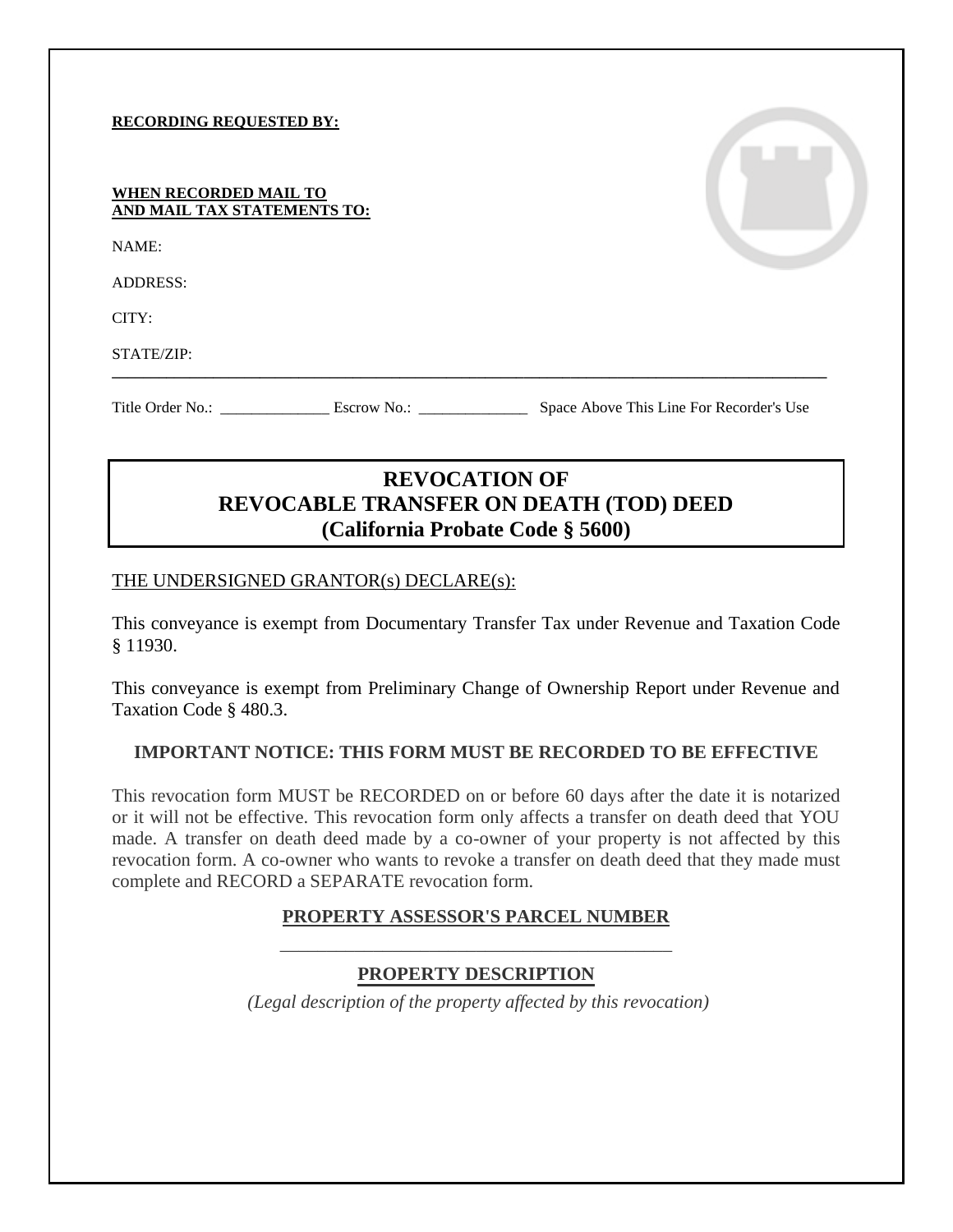**RECORDING REQUESTED BY:**

**WHEN RECORDED MAIL TO**
**AND MAIL TAX STATEMENTS TO:**

NAME:

ADDRESS:

CITY:

STATE/ZIP:

---

Title Order No.: ______________ Escrow No.: ______________ Space Above This Line For Recorder's Use

# REVOCATION OF
# REVOCABLE TRANSFER ON DEATH (TOD) DEED
## (California Probate Code § 5600)

THE UNDERSIGNED GRANTOR(s) DECLARE(s):

This conveyance is exempt from Documentary Transfer Tax under Revenue and Taxation Code § 11930.

This conveyance is exempt from Preliminary Change of Ownership Report under Revenue and Taxation Code § 480.3.

**IMPORTANT NOTICE: THIS FORM MUST BE RECORDED TO BE EFFECTIVE**

This revocation form MUST be RECORDED on or before 60 days after the date it is notarized or it will not be effective. This revocation form only affects a transfer on death deed that YOU made. A transfer on death deed made by a co-owner of your property is not affected by this revocation form. A co-owner who wants to revoke a transfer on death deed that they made must complete and RECORD a SEPARATE revocation form.

**PROPERTY ASSESSOR'S PARCEL NUMBER**

____________________________________________

**PROPERTY DESCRIPTION**

*(Legal description of the property affected by this revocation)*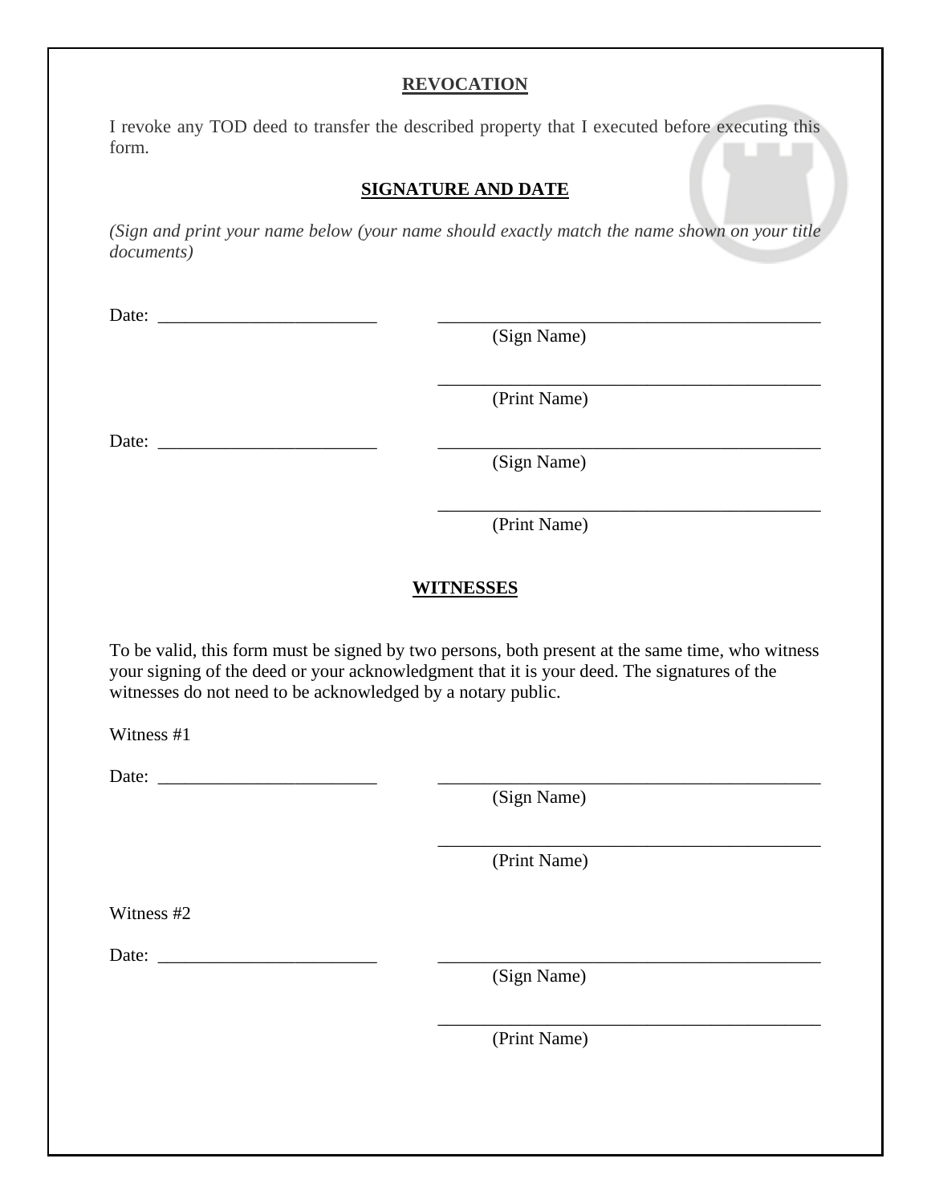## REVOCATION

I revoke any TOD deed to transfer the described property that I executed before executing this form.

## SIGNATURE AND DATE

*(Sign and print your name below (your name should exactly match the name shown on your title documents)*

Date: ________________________ ________________________________________
(Sign Name)

________________________________________
(Print Name)

Date: ________________________ ________________________________________
(Sign Name)

________________________________________
(Print Name)

## WITNESSES

To be valid, this form must be signed by two persons, both present at the same time, who witness your signing of the deed or your acknowledgment that it is your deed. The signatures of the witnesses do not need to be acknowledged by a notary public.

Witness #1

Date: ________________________ ________________________________________
(Sign Name)

________________________________________
(Print Name)

Witness #2

Date: ________________________ ________________________________________
(Sign Name)

________________________________________
(Print Name)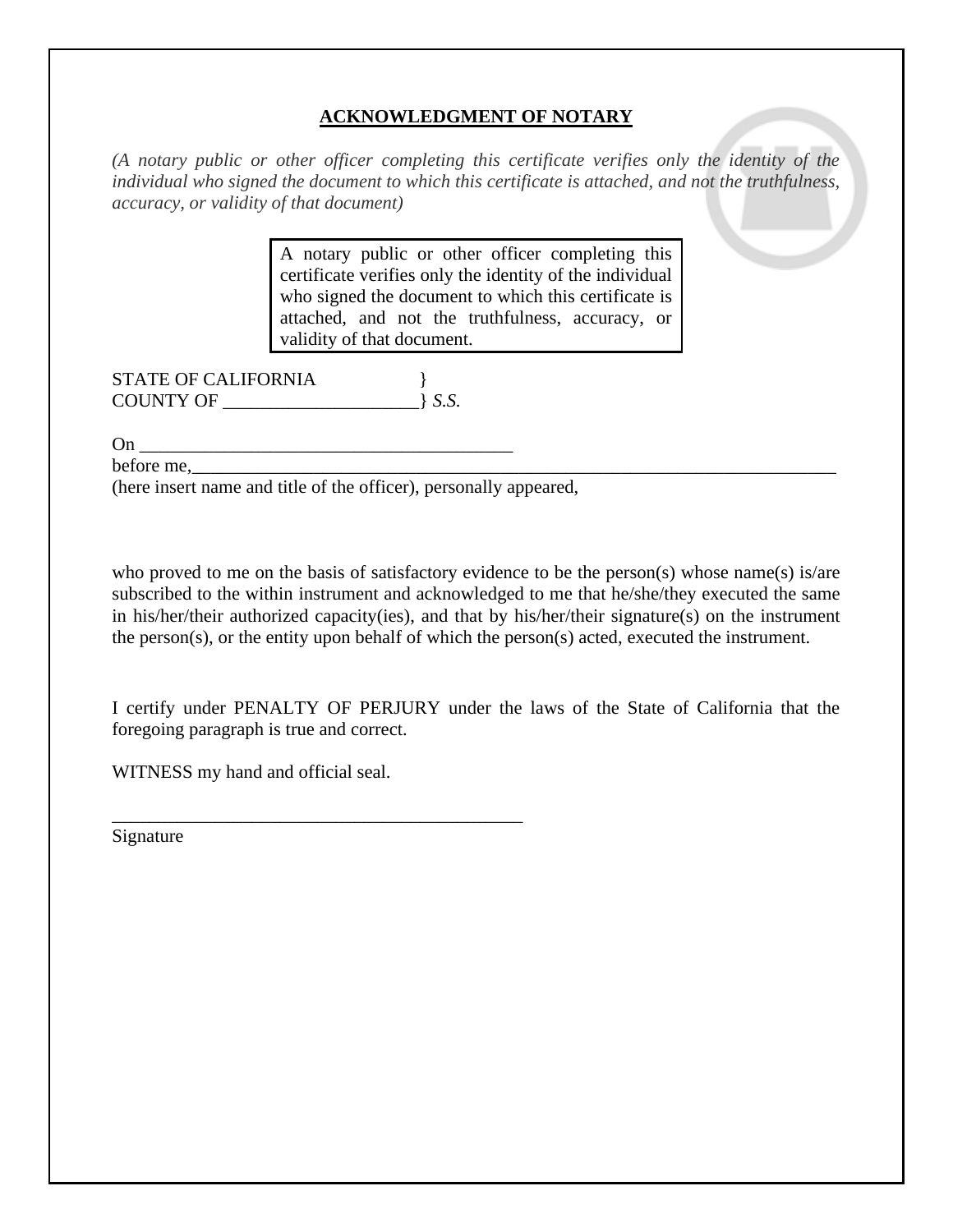**ACKNOWLEDGMENT OF NOTARY**

*(A notary public or other officer completing this certificate verifies only the identity of the individual who signed the document to which this certificate is attached, and not the truthfulness, accuracy, or validity of that document)*

> A notary public or other officer completing this certificate verifies only the identity of the individual who signed the document to which this certificate is attached, and not the truthfulness, accuracy, or validity of that document.

STATE OF CALIFORNIA }
COUNTY OF _____________________} *S.S.*

On _________________________________________
before me,___________________________________________________________________________
(here insert name and title of the officer), personally appeared,

who proved to me on the basis of satisfactory evidence to be the person(s) whose name(s) is/are subscribed to the within instrument and acknowledged to me that he/she/they executed the same in his/her/their authorized capacity(ies), and that by his/her/their signature(s) on the instrument the person(s), or the entity upon behalf of which the person(s) acted, executed the instrument.

I certify under PENALTY OF PERJURY under the laws of the State of California that the foregoing paragraph is true and correct.

WITNESS my hand and official seal.

______________________________________________
Signature